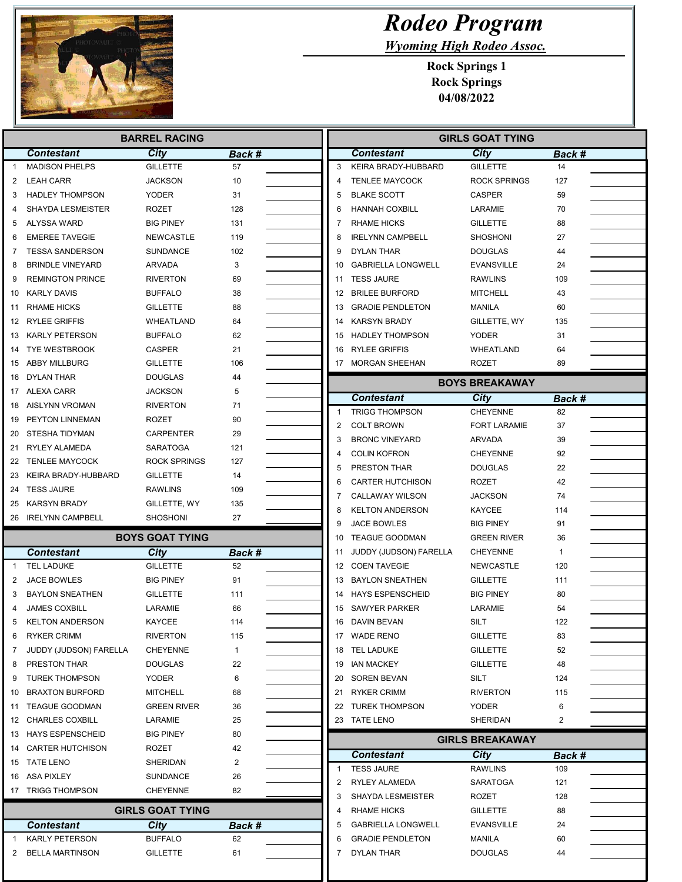# Rodeo Program

*Wyoming High Rodeo Assoc.*

**Rock Springs 1**
**Rock Springs**
**04/08/2022**

## BARREL RACING

| | Contestant | City | Back # | |
|---|---|---|---|---|
| 1 | MADISON PHELPS | GILLETTE | 57 | |
| 2 | LEAH CARR | JACKSON | 10 | |
| 3 | HADLEY THOMPSON | YODER | 31 | |
| 4 | SHAYDA LESMEISTER | ROZET | 128 | |
| 5 | ALYSSA WARD | BIG PINEY | 131 | |
| 6 | EMEREE TAVEGIE | NEWCASTLE | 119 | |
| 7 | TESSA SANDERSON | SUNDANCE | 102 | |
| 8 | BRINDLE VINEYARD | ARVADA | 3 | |
| 9 | REMINGTON PRINCE | RIVERTON | 69 | |
| 10 | KARLY DAVIS | BUFFALO | 38 | |
| 11 | RHAME HICKS | GILLETTE | 88 | |
| 12 | RYLEE GRIFFIS | WHEATLAND | 64 | |
| 13 | KARLY PETERSON | BUFFALO | 62 | |
| 14 | TYE WESTBROOK | CASPER | 21 | |
| 15 | ABBY MILLBURG | GILLETTE | 106 | |
| 16 | DYLAN THAR | DOUGLAS | 44 | |
| 17 | ALEXA CARR | JACKSON | 5 | |
| 18 | AISLYNN VROMAN | RIVERTON | 71 | |
| 19 | PEYTON LINNEMAN | ROZET | 90 | |
| 20 | STESHA TIDYMAN | CARPENTER | 29 | |
| 21 | RYLEY ALAMEDA | SARATOGA | 121 | |
| 22 | TENLEE MAYCOCK | ROCK SPRINGS | 127 | |
| 23 | KEIRA BRADY-HUBBARD | GILLETTE | 14 | |
| 24 | TESS JAURE | RAWLINS | 109 | |
| 25 | KARSYN BRADY | GILLETTE, WY | 135 | |
| 26 | IRELYNN CAMPBELL | SHOSHONI | 27 | |

## BOYS GOAT TYING

| | Contestant | City | Back # | |
|---|---|---|---|---|
| 1 | TEL LADUKE | GILLETTE | 52 | |
| 2 | JACE BOWLES | BIG PINEY | 91 | |
| 3 | BAYLON SNEATHEN | GILLETTE | 111 | |
| 4 | JAMES COXBILL | LARAMIE | 66 | |
| 5 | KELTON ANDERSON | KAYCEE | 114 | |
| 6 | RYKER CRIMM | RIVERTON | 115 | |
| 7 | JUDDY (JUDSON) FARELLA | CHEYENNE | 1 | |
| 8 | PRESTON THAR | DOUGLAS | 22 | |
| 9 | TUREK THOMPSON | YODER | 6 | |
| 10 | BRAXTON BURFORD | MITCHELL | 68 | |
| 11 | TEAGUE GOODMAN | GREEN RIVER | 36 | |
| 12 | CHARLES COXBILL | LARAMIE | 25 | |
| 13 | HAYS ESPENSCHEID | BIG PINEY | 80 | |
| 14 | CARTER HUTCHISON | ROZET | 42 | |
| 15 | TATE LENO | SHERIDAN | 2 | |
| 16 | ASA PIXLEY | SUNDANCE | 26 | |
| 17 | TRIGG THOMPSON | CHEYENNE | 82 | |

## GIRLS GOAT TYING

| | Contestant | City | Back # | |
|---|---|---|---|---|
| 1 | KARLY PETERSON | BUFFALO | 62 | |
| 2 | BELLA MARTINSON | GILLETTE | 61 | |
| 3 | KEIRA BRADY-HUBBARD | GILLETTE | 14 | |
| 4 | TENLEE MAYCOCK | ROCK SPRINGS | 127 | |
| 5 | BLAKE SCOTT | CASPER | 59 | |
| 6 | HANNAH COXBILL | LARAMIE | 70 | |
| 7 | RHAME HICKS | GILLETTE | 88 | |
| 8 | IRELYNN CAMPBELL | SHOSHONI | 27 | |
| 9 | DYLAN THAR | DOUGLAS | 44 | |
| 10 | GABRIELLA LONGWELL | EVANSVILLE | 24 | |
| 11 | TESS JAURE | RAWLINS | 109 | |
| 12 | BRILEE BURFORD | MITCHELL | 43 | |
| 13 | GRADIE PENDLETON | MANILA | 60 | |
| 14 | KARSYN BRADY | GILLETTE, WY | 135 | |
| 15 | HADLEY THOMPSON | YODER | 31 | |
| 16 | RYLEE GRIFFIS | WHEATLAND | 64 | |
| 17 | MORGAN SHEEHAN | ROZET | 89 | |

## BOYS BREAKAWAY

| | Contestant | City | Back # | |
|---|---|---|---|---|
| 1 | TRIGG THOMPSON | CHEYENNE | 82 | |
| 2 | COLT BROWN | FORT LARAMIE | 37 | |
| 3 | BRONC VINEYARD | ARVADA | 39 | |
| 4 | COLIN KOFRON | CHEYENNE | 92 | |
| 5 | PRESTON THAR | DOUGLAS | 22 | |
| 6 | CARTER HUTCHISON | ROZET | 42 | |
| 7 | CALLAWAY WILSON | JACKSON | 74 | |
| 8 | KELTON ANDERSON | KAYCEE | 114 | |
| 9 | JACE BOWLES | BIG PINEY | 91 | |
| 10 | TEAGUE GOODMAN | GREEN RIVER | 36 | |
| 11 | JUDDY (JUDSON) FARELLA | CHEYENNE | 1 | |
| 12 | COEN TAVEGIE | NEWCASTLE | 120 | |
| 13 | BAYLON SNEATHEN | GILLETTE | 111 | |
| 14 | HAYS ESPENSCHEID | BIG PINEY | 80 | |
| 15 | SAWYER PARKER | LARAMIE | 54 | |
| 16 | DAVIN BEVAN | SILT | 122 | |
| 17 | WADE RENO | GILLETTE | 83 | |
| 18 | TEL LADUKE | GILLETTE | 52 | |
| 19 | IAN MACKEY | GILLETTE | 48 | |
| 20 | SOREN BEVAN | SILT | 124 | |
| 21 | RYKER CRIMM | RIVERTON | 115 | |
| 22 | TUREK THOMPSON | YODER | 6 | |
| 23 | TATE LENO | SHERIDAN | 2 | |

## GIRLS BREAKAWAY

| | Contestant | City | Back # | |
|---|---|---|---|---|
| 1 | TESS JAURE | RAWLINS | 109 | |
| 2 | RYLEY ALAMEDA | SARATOGA | 121 | |
| 3 | SHAYDA LESMEISTER | ROZET | 128 | |
| 4 | RHAME HICKS | GILLETTE | 88 | |
| 5 | GABRIELLA LONGWELL | EVANSVILLE | 24 | |
| 6 | GRADIE PENDLETON | MANILA | 60 | |
| 7 | DYLAN THAR | DOUGLAS | 44 | |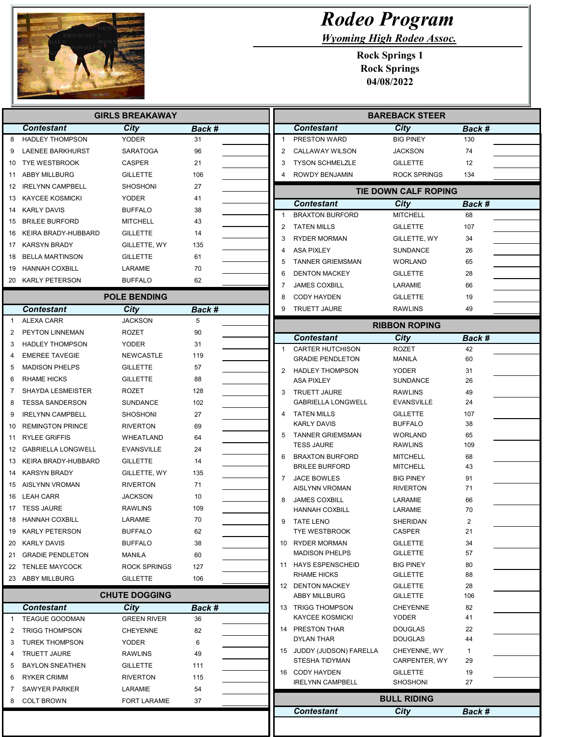# Rodeo Program

*Wyoming High Rodeo Assoc.*

**Rock Springs 1**
**Rock Springs**
**04/08/2022**

## GIRLS BREAKAWAY

| | Contestant | City | Back # | |
|---|---|---|---|---|
| 8 | HADLEY THOMPSON | YODER | 31 | |
| 9 | LAENEE BARKHURST | SARATOGA | 96 | |
| 10 | TYE WESTBROOK | CASPER | 21 | |
| 11 | ABBY MILLBURG | GILLETTE | 106 | |
| 12 | IRELYNN CAMPBELL | SHOSHONI | 27 | |
| 13 | KAYCEE KOSMICKI | YODER | 41 | |
| 14 | KARLY DAVIS | BUFFALO | 38 | |
| 15 | BRILEE BURFORD | MITCHELL | 43 | |
| 16 | KEIRA BRADY-HUBBARD | GILLETTE | 14 | |
| 17 | KARSYN BRADY | GILLETTE, WY | 135 | |
| 18 | BELLA MARTINSON | GILLETTE | 61 | |
| 19 | HANNAH COXBILL | LARAMIE | 70 | |
| 20 | KARLY PETERSON | BUFFALO | 62 | |

## POLE BENDING

| | Contestant | City | Back # | |
|---|---|---|---|---|
| 1 | ALEXA CARR | JACKSON | 5 | |
| 2 | PEYTON LINNEMAN | ROZET | 90 | |
| 3 | HADLEY THOMPSON | YODER | 31 | |
| 4 | EMEREE TAVEGIE | NEWCASTLE | 119 | |
| 5 | MADISON PHELPS | GILLETTE | 57 | |
| 6 | RHAME HICKS | GILLETTE | 88 | |
| 7 | SHAYDA LESMEISTER | ROZET | 128 | |
| 8 | TESSA SANDERSON | SUNDANCE | 102 | |
| 9 | IRELYNN CAMPBELL | SHOSHONI | 27 | |
| 10 | REMINGTON PRINCE | RIVERTON | 69 | |
| 11 | RYLEE GRIFFIS | WHEATLAND | 64 | |
| 12 | GABRIELLA LONGWELL | EVANSVILLE | 24 | |
| 13 | KEIRA BRADY-HUBBARD | GILLETTE | 14 | |
| 14 | KARSYN BRADY | GILLETTE, WY | 135 | |
| 15 | AISLYNN VROMAN | RIVERTON | 71 | |
| 16 | LEAH CARR | JACKSON | 10 | |
| 17 | TESS JAURE | RAWLINS | 109 | |
| 18 | HANNAH COXBILL | LARAMIE | 70 | |
| 19 | KARLY PETERSON | BUFFALO | 62 | |
| 20 | KARLY DAVIS | BUFFALO | 38 | |
| 21 | GRADIE PENDLETON | MANILA | 60 | |
| 22 | TENLEE MAYCOCK | ROCK SPRINGS | 127 | |
| 23 | ABBY MILLBURG | GILLETTE | 106 | |

## CHUTE DOGGING

| | Contestant | City | Back # | |
|---|---|---|---|---|
| 1 | TEAGUE GOODMAN | GREEN RIVER | 36 | |
| 2 | TRIGG THOMPSON | CHEYENNE | 82 | |
| 3 | TUREK THOMPSON | YODER | 6 | |
| 4 | TRUETT JAURE | RAWLINS | 49 | |
| 5 | BAYLON SNEATHEN | GILLETTE | 111 | |
| 6 | RYKER CRIMM | RIVERTON | 115 | |
| 7 | SAWYER PARKER | LARAMIE | 54 | |
| 8 | COLT BROWN | FORT LARAMIE | 37 | |

## BAREBACK STEER

| | Contestant | City | Back # | |
|---|---|---|---|---|
| 1 | PRESTON WARD | BIG PINEY | 130 | |
| 2 | CALLAWAY WILSON | JACKSON | 74 | |
| 3 | TYSON SCHMELZLE | GILLETTE | 12 | |
| 4 | ROWDY BENJAMIN | ROCK SPRINGS | 134 | |

## TIE DOWN CALF ROPING

| | Contestant | City | Back # | |
|---|---|---|---|---|
| 1 | BRAXTON BURFORD | MITCHELL | 68 | |
| 2 | TATEN MILLS | GILLETTE | 107 | |
| 3 | RYDER MORMAN | GILLETTE, WY | 34 | |
| 4 | ASA PIXLEY | SUNDANCE | 26 | |
| 5 | TANNER GRIEMSMAN | WORLAND | 65 | |
| 6 | DENTON MACKEY | GILLETTE | 28 | |
| 7 | JAMES COXBILL | LARAMIE | 66 | |
| 8 | CODY HAYDEN | GILLETTE | 19 | |
| 9 | TRUETT JAURE | RAWLINS | 49 | |

## RIBBON ROPING

| | Contestant | City | Back # | |
|---|---|---|---|---|
| 1 | CARTER HUTCHISON | ROZET | 42 | |
| | GRADIE PENDLETON | MANILA | 60 | |
| 2 | HADLEY THOMPSON | YODER | 31 | |
| | ASA PIXLEY | SUNDANCE | 26 | |
| 3 | TRUETT JAURE | RAWLINS | 49 | |
| | GABRIELLA LONGWELL | EVANSVILLE | 24 | |
| 4 | TATEN MILLS | GILLETTE | 107 | |
| | KARLY DAVIS | BUFFALO | 38 | |
| 5 | TANNER GRIEMSMAN | WORLAND | 65 | |
| | TESS JAURE | RAWLINS | 109 | |
| 6 | BRAXTON BURFORD | MITCHELL | 68 | |
| | BRILEE BURFORD | MITCHELL | 43 | |
| 7 | JACE BOWLES | BIG PINEY | 91 | |
| | AISLYNN VROMAN | RIVERTON | 71 | |
| 8 | JAMES COXBILL | LARAMIE | 66 | |
| | HANNAH COXBILL | LARAMIE | 70 | |
| 9 | TATE LENO | SHERIDAN | 2 | |
| | TYE WESTBROOK | CASPER | 21 | |
| 10 | RYDER MORMAN | GILLETTE | 34 | |
| | MADISON PHELPS | GILLETTE | 57 | |
| 11 | HAYS ESPENSCHEID | BIG PINEY | 80 | |
| | RHAME HICKS | GILLETTE | 88 | |
| 12 | DENTON MACKEY | GILLETTE | 28 | |
| | ABBY MILLBURG | GILLETTE | 106 | |
| 13 | TRIGG THOMPSON | CHEYENNE | 82 | |
| | KAYCEE KOSMICKI | YODER | 41 | |
| 14 | PRESTON THAR | DOUGLAS | 22 | |
| | DYLAN THAR | DOUGLAS | 44 | |
| 15 | JUDDY (JUDSON) FARELLA | CHEYENNE, WY | 1 | |
| | STESHA TIDYMAN | CARPENTER, WY | 29 | |
| 16 | CODY HAYDEN | GILLETTE | 19 | |
| | IRELYNN CAMPBELL | SHOSHONI | 27 | |

## BULL RIDING

| | Contestant | City | Back # | |
|---|---|---|---|---|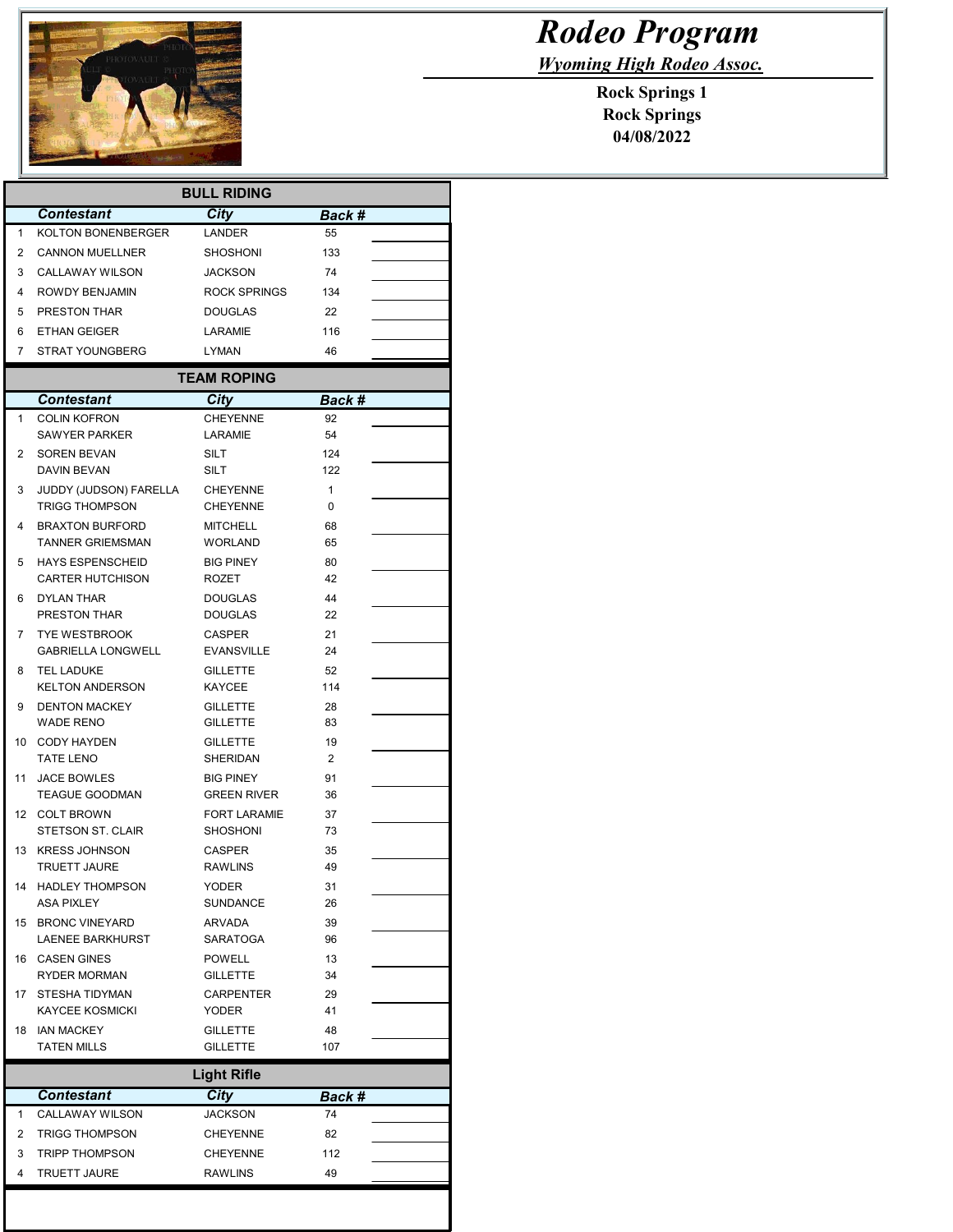# Rodeo Program

*Wyoming High Rodeo Assoc.*

**Rock Springs 1**
**Rock Springs**
**04/08/2022**

## BULL RIDING

| | Contestant | City | Back # | |
|---|---|---|---|---|
| 1 | KOLTON BONENBERGER | LANDER | 55 | |
| 2 | CANNON MUELLNER | SHOSHONI | 133 | |
| 3 | CALLAWAY WILSON | JACKSON | 74 | |
| 4 | ROWDY BENJAMIN | ROCK SPRINGS | 134 | |
| 5 | PRESTON THAR | DOUGLAS | 22 | |
| 6 | ETHAN GEIGER | LARAMIE | 116 | |
| 7 | STRAT YOUNGBERG | LYMAN | 46 | |

## TEAM ROPING

| | Contestant | City | Back # | |
|---|---|---|---|---|
| 1 | COLIN KOFRON | CHEYENNE | 92 | |
| | SAWYER PARKER | LARAMIE | 54 | |
| 2 | SOREN BEVAN | SILT | 124 | |
| | DAVIN BEVAN | SILT | 122 | |
| 3 | JUDDY (JUDSON) FARELLA | CHEYENNE | 1 | |
| | TRIGG THOMPSON | CHEYENNE | 0 | |
| 4 | BRAXTON BURFORD | MITCHELL | 68 | |
| | TANNER GRIEMSMAN | WORLAND | 65 | |
| 5 | HAYS ESPENSCHEID | BIG PINEY | 80 | |
| | CARTER HUTCHISON | ROZET | 42 | |
| 6 | DYLAN THAR | DOUGLAS | 44 | |
| | PRESTON THAR | DOUGLAS | 22 | |
| 7 | TYE WESTBROOK | CASPER | 21 | |
| | GABRIELLA LONGWELL | EVANSVILLE | 24 | |
| 8 | TEL LADUKE | GILLETTE | 52 | |
| | KELTON ANDERSON | KAYCEE | 114 | |
| 9 | DENTON MACKEY | GILLETTE | 28 | |
| | WADE RENO | GILLETTE | 83 | |
| 10 | CODY HAYDEN | GILLETTE | 19 | |
| | TATE LENO | SHERIDAN | 2 | |
| 11 | JACE BOWLES | BIG PINEY | 91 | |
| | TEAGUE GOODMAN | GREEN RIVER | 36 | |
| 12 | COLT BROWN | FORT LARAMIE | 37 | |
| | STETSON ST. CLAIR | SHOSHONI | 73 | |
| 13 | KRESS JOHNSON | CASPER | 35 | |
| | TRUETT JAURE | RAWLINS | 49 | |
| 14 | HADLEY THOMPSON | YODER | 31 | |
| | ASA PIXLEY | SUNDANCE | 26 | |
| 15 | BRONC VINEYARD | ARVADA | 39 | |
| | LAENEE BARKHURST | SARATOGA | 96 | |
| 16 | CASEN GINES | POWELL | 13 | |
| | RYDER MORMAN | GILLETTE | 34 | |
| 17 | STESHA TIDYMAN | CARPENTER | 29 | |
| | KAYCEE KOSMICKI | YODER | 41 | |
| 18 | IAN MACKEY | GILLETTE | 48 | |
| | TATEN MILLS | GILLETTE | 107 | |

## Light Rifle

| | Contestant | City | Back # | |
|---|---|---|---|---|
| 1 | CALLAWAY WILSON | JACKSON | 74 | |
| 2 | TRIGG THOMPSON | CHEYENNE | 82 | |
| 3 | TRIPP THOMPSON | CHEYENNE | 112 | |
| 4 | TRUETT JAURE | RAWLINS | 49 | |